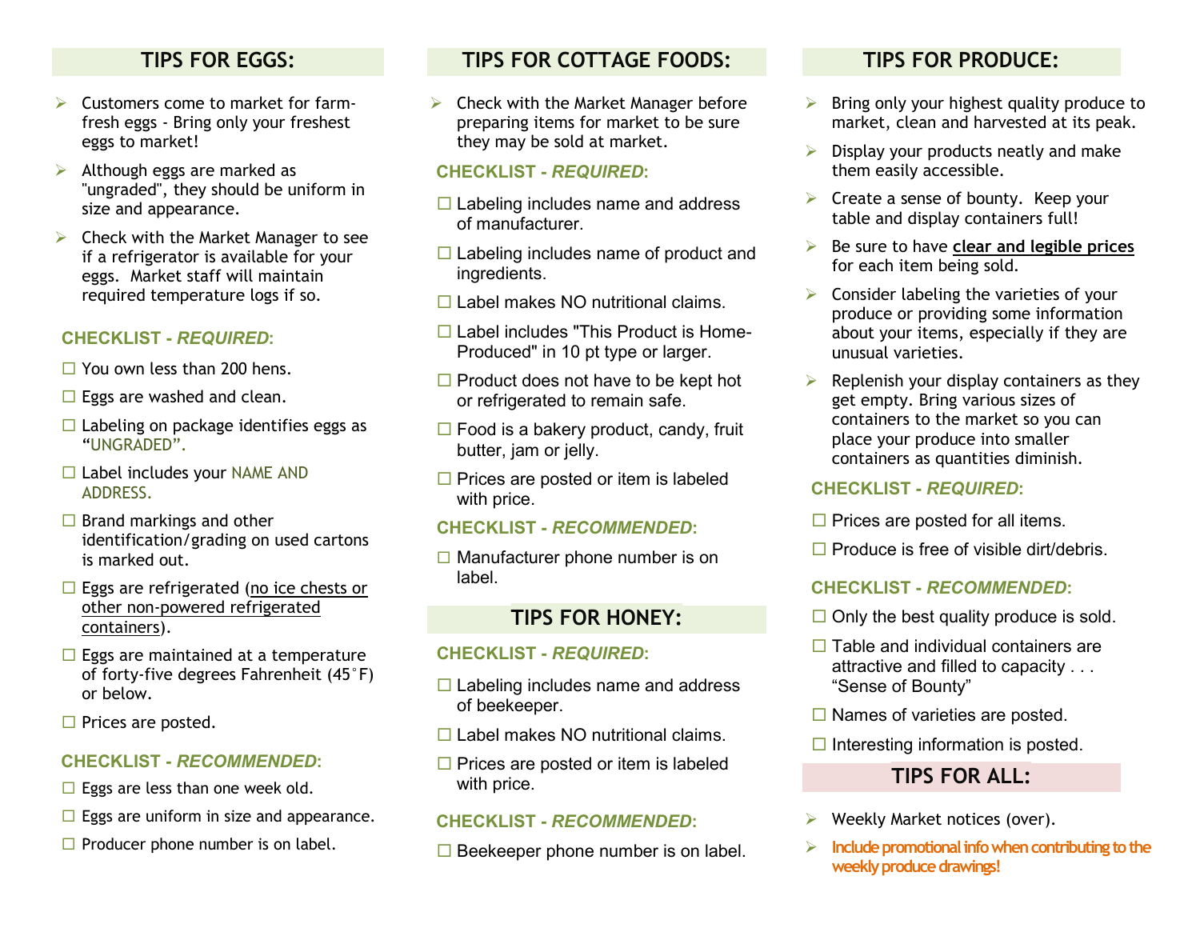## TIPS FOR EGGS:

- Customers come to market for farm-fresh eggs - Bring only your freshest eggs to market!
- Although eggs are marked as "ungraded", they should be uniform in size and appearance.
- Check with the Market Manager to see if a refrigerator is available for your eggs. Market staff will maintain required temperature logs if so.

**CHECKLIST - *REQUIRED*:**

- ☐ You own less than 200 hens.
- ☐ Eggs are washed and clean.
- ☐ Labeling on package identifies eggs as "UNGRADED".
- ☐ Label includes your NAME AND ADDRESS.
- ☐ Brand markings and other identification/grading on used cartons is marked out.
- ☐ Eggs are refrigerated (no ice chests or other non-powered refrigerated containers).
- ☐ Eggs are maintained at a temperature of forty-five degrees Fahrenheit (45˚F) or below.
- ☐ Prices are posted.

**CHECKLIST - *RECOMMENDED*:**

- ☐ Eggs are less than one week old.
- ☐ Eggs are uniform in size and appearance.
- ☐ Producer phone number is on label.

## TIPS FOR COTTAGE FOODS:

- Check with the Market Manager before preparing items for market to be sure they may be sold at market.

**CHECKLIST - *REQUIRED*:**

- ☐ Labeling includes name and address of manufacturer.
- ☐ Labeling includes name of product and ingredients.
- ☐ Label makes NO nutritional claims.
- ☐ Label includes "This Product is Home-Produced" in 10 pt type or larger.
- ☐ Product does not have to be kept hot or refrigerated to remain safe.
- ☐ Food is a bakery product, candy, fruit butter, jam or jelly.
- ☐ Prices are posted or item is labeled with price.

**CHECKLIST - *RECOMMENDED*:**

- ☐ Manufacturer phone number is on label.

## TIPS FOR HONEY:

**CHECKLIST - *REQUIRED*:**

- ☐ Labeling includes name and address of beekeeper.
- ☐ Label makes NO nutritional claims.
- ☐ Prices are posted or item is labeled with price.

**CHECKLIST - *RECOMMENDED*:**

- ☐ Beekeeper phone number is on label.

## TIPS FOR PRODUCE:

- Bring only your highest quality produce to market, clean and harvested at its peak.
- Display your products neatly and make them easily accessible.
- Create a sense of bounty. Keep your table and display containers full!
- Be sure to have **clear and legible prices** for each item being sold.
- Consider labeling the varieties of your produce or providing some information about your items, especially if they are unusual varieties.
- Replenish your display containers as they get empty. Bring various sizes of containers to the market so you can place your produce into smaller containers as quantities diminish.

**CHECKLIST - *REQUIRED*:**

- ☐ Prices are posted for all items.
- ☐ Produce is free of visible dirt/debris.

**CHECKLIST - *RECOMMENDED*:**

- ☐ Only the best quality produce is sold.
- ☐ Table and individual containers are attractive and filled to capacity . . . "Sense of Bounty"
- ☐ Names of varieties are posted.
- ☐ Interesting information is posted.

## TIPS FOR ALL:

- Weekly Market notices (over).
- **Include promotional info when contributing to the weekly produce drawings!**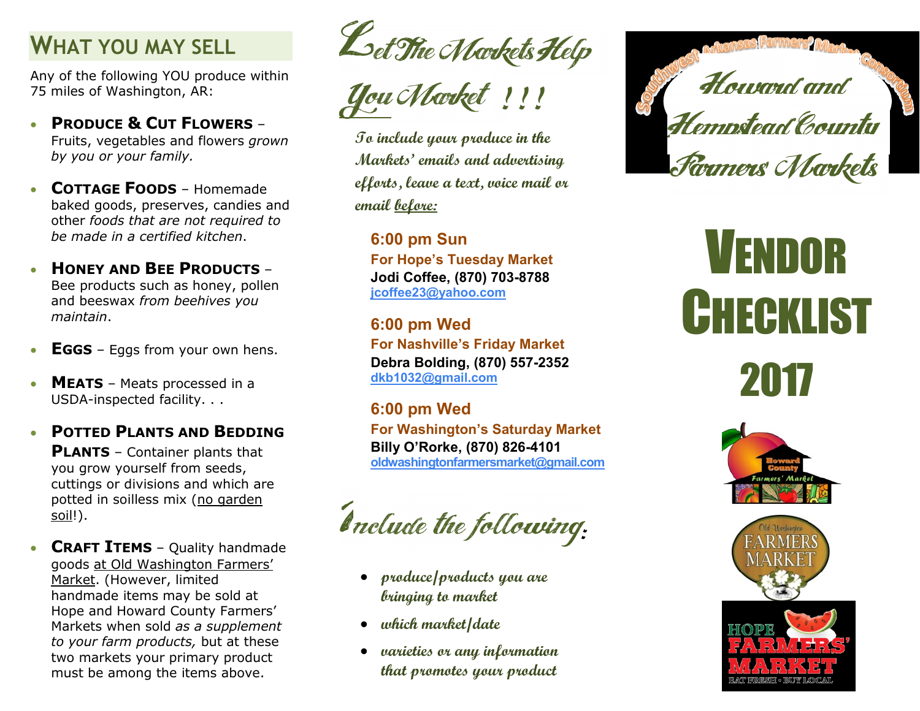## What You May Sell

Any of the following YOU produce within 75 miles of Washington, AR:

- **Produce & Cut Flowers** – Fruits, vegetables and flowers *grown by you or your family.*
- **Cottage Foods** – Homemade baked goods, preserves, candies and other *foods that are not required to be made in a certified kitchen*.
- **Honey and Bee Products** – Bee products such as honey, pollen and beeswax *from beehives you maintain*.
- **Eggs** – Eggs from your own hens.
- **Meats** – Meats processed in a USDA-inspected facility. . .
- **Potted Plants and Bedding Plants** – Container plants that you grow yourself from seeds, cuttings or divisions and which are potted in soilless mix (no garden soil!).
- **Craft Items** – Quality handmade goods at Old Washington Farmers' Market. (However, limited handmade items may be sold at Hope and Howard County Farmers' Markets when sold *as a supplement to your farm products,* but at these two markets your primary product must be among the items above.

## Let The Markets Help You Market !!!

**To include your produce in the Markets' emails and advertising efforts, leave a text, voice mail or email before:**

**6:00 pm Sun**
**For Hope's Tuesday Market**
**Jodi Coffee, (870) 703-8788**
**jcoffee23@yahoo.com**

**6:00 pm Wed**
**For Nashville's Friday Market**
**Debra Bolding, (870) 557-2352**
**dkb1032@gmail.com**

**6:00 pm Wed**
**For Washington's Saturday Market**
**Billy O'Rorke, (870) 826-4101**
**oldwashingtonfarmersmarket@gmail.com**

## Include the following:

- **produce/products you are bringing to market**
- **which market/date**
- **varieties or any information that promotes your product**

Southwest Arkansas Farmers' Market Consortium

Howard and Hempstead County Farmers' Markets

# Vendor Checklist 2017

Howard County Farmers' Market

Old Washington Farmers Market

Hope Farmers' Market
Eat Fresh • Buy Local